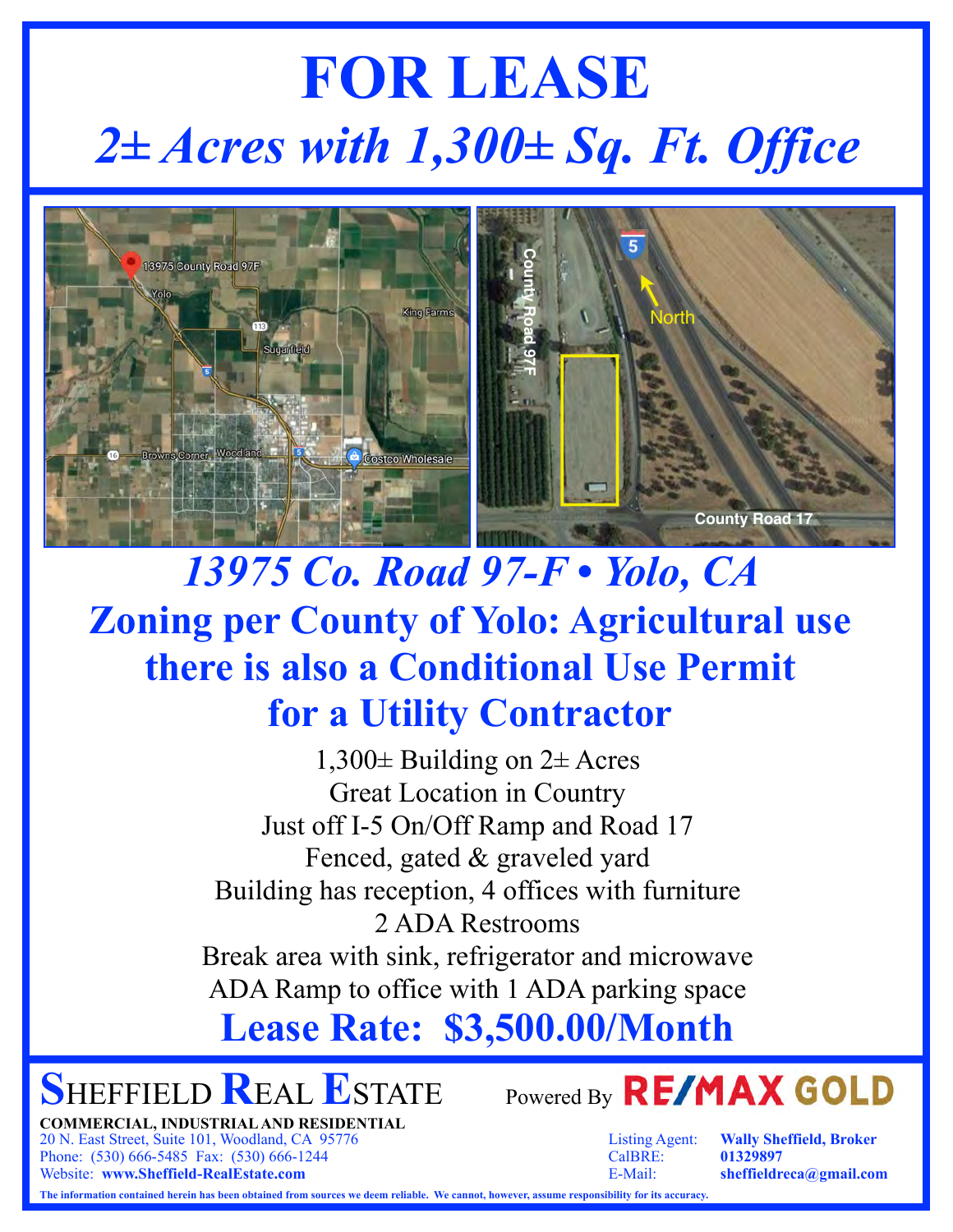# FOR LEASE

## *2± Acres with 1,300± Sq. Ft. Office*

## *13975 Co. Road 97-F • Yolo, CA*

## Zoning per County of Yolo: Agricultural use there is also a Conditional Use Permit for a Utility Contractor

1,300± Building on 2± Acres
Great Location in Country
Just off I-5 On/Off Ramp and Road 17
Fenced, gated & graveled yard
Building has reception, 4 offices with furniture
2 ADA Restrooms
Break area with sink, refrigerator and microwave
ADA Ramp to office with 1 ADA parking space

## Lease Rate: $3,500.00/Month

**SHEFFIELD REAL ESTATE** Powered By **RE/MAX GOLD**

**COMMERCIAL, INDUSTRIAL AND RESIDENTIAL**
20 N. East Street, Suite 101, Woodland, CA 95776
Phone: (530) 666-5485 Fax: (530) 666-1244
Website: **www.Sheffield-RealEstate.com**

Listing Agent: **Wally Sheffield, Broker**
CalBRE: **01329897**
E-Mail: **sheffieldreca@gmail.com**

**The information contained herein has been obtained from sources we deem reliable. We cannot, however, assume responsibility for its accuracy.**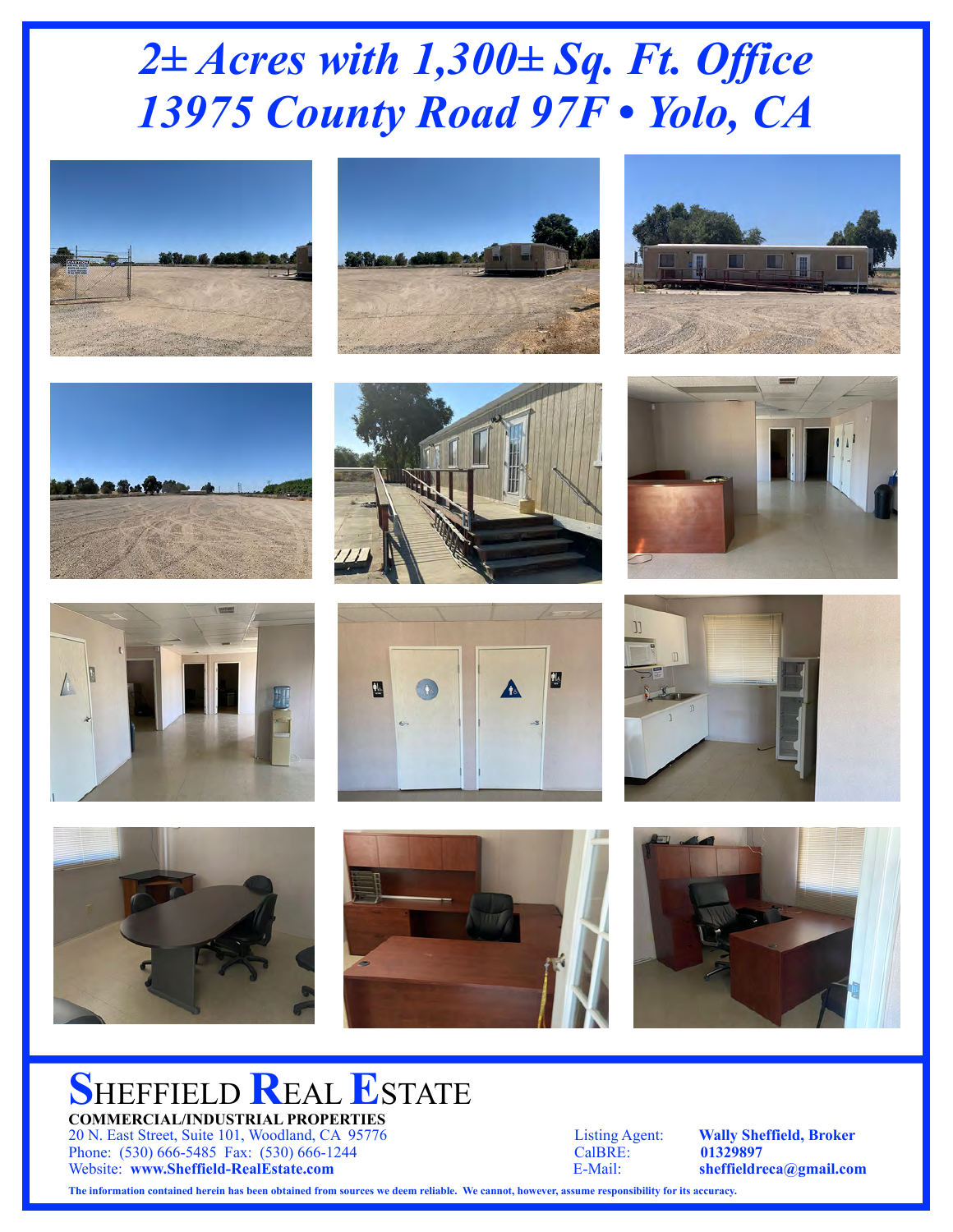# *2± Acres with 1,300± Sq. Ft. Office*
# *13975 County Road 97F • Yolo, CA*

**SHEFFIELD REAL ESTATE**

**COMMERCIAL/INDUSTRIAL PROPERTIES**

20 N. East Street, Suite 101, Woodland, CA 95776
Phone: (530) 666-5485 Fax: (530) 666-1244
Website: **www.Sheffield-RealEstate.com**

Listing Agent: **Wally Sheffield, Broker**
CalBRE: **01329897**
E-Mail: **sheffieldreca@gmail.com**

**The information contained herein has been obtained from sources we deem reliable. We cannot, however, assume responsibility for its accuracy.**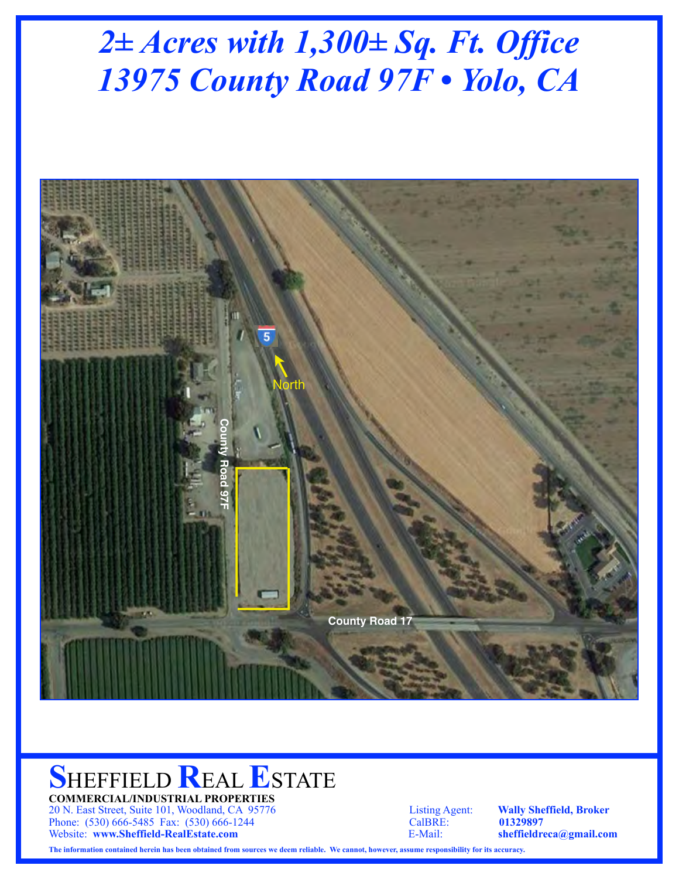# *2± Acres with 1,300± Sq. Ft. Office*
# *13975 County Road 97F • Yolo, CA*

5

North

County Road 97F

County Road 17

**SHEFFIELD REAL ESTATE**

**COMMERCIAL/INDUSTRIAL PROPERTIES**

20 N. East Street, Suite 101, Woodland, CA 95776
Phone: (530) 666-5485 Fax: (530) 666-1244
Website: **www.Sheffield-RealEstate.com**

Listing Agent: **Wally Sheffield, Broker**
CalBRE: **01329897**
E-Mail: **sheffieldreca@gmail.com**

**The information contained herein has been obtained from sources we deem reliable. We cannot, however, assume responsibility for its accuracy.**